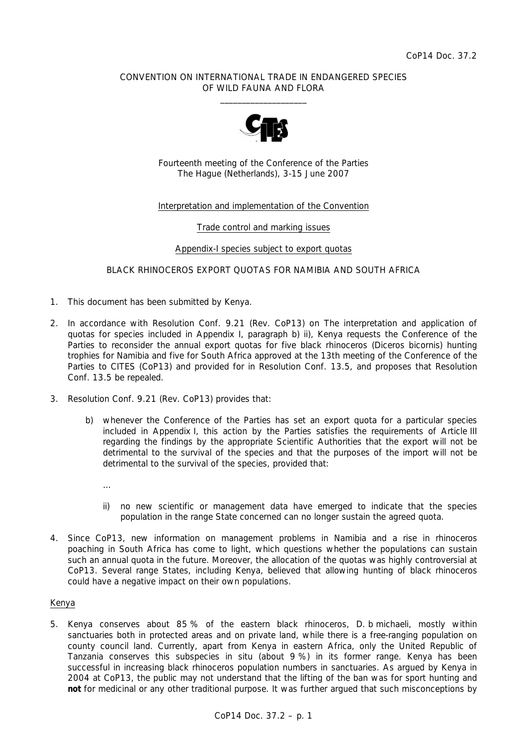CoP14 Doc. 37.2

CONVENTION ON INTERNATIONAL TRADE IN ENDANGERED SPECIES
OF WILD FAUNA AND FLORA

\_\_\_\_\_\_\_\_\_\_\_\_\_\_\_\_\_\_\_\_

Fourteenth meeting of the Conference of the Parties
The Hague (Netherlands), 3-15 June 2007

Interpretation and implementation of the Convention

Trade control and marking issues

Appendix-I species subject to export quotas

BLACK RHINOCEROS EXPORT QUOTAS FOR NAMIBIA AND SOUTH AFRICA

1. This document has been submitted by Kenya.

2. In accordance with Resolution Conf. 9.21 (Rev. CoP13) on The interpretation and application of quotas for species included in Appendix I, paragraph b) ii), Kenya requests the Conference of the Parties to reconsider the annual export quotas for five black rhinoceros (*Diceros bicornis*) hunting trophies for Namibia and five for South Africa approved at the 13th meeting of the Conference of the Parties to CITES (CoP13) and provided for in Resolution Conf. 13.5, and proposes that Resolution Conf. 13.5 be repealed.

3. Resolution Conf. 9.21 (Rev. CoP13) provides that:

   b) whenever the Conference of the Parties has set an export quota for a particular species included in Appendix I, this action by the Parties satisfies the requirements of Article III regarding the findings by the appropriate Scientific Authorities that the export will not be detrimental to the survival of the species and that the purposes of the import will not be detrimental to the survival of the species, provided that:

      …

      ii) no new scientific or management data have emerged to indicate that the species population in the range State concerned can no longer sustain the agreed quota.

4. Since CoP13, new information on management problems in Namibia and a rise in rhinoceros poaching in South Africa has come to light, which questions whether the populations can sustain such an annual quota in the future. Moreover, the allocation of the quotas was highly controversial at CoP13. Several range States, including Kenya, believed that allowing hunting of black rhinoceros could have a negative impact on their own populations.

Kenya

5. Kenya conserves about 85 % of the eastern black rhinoceros, *D. b michaeli*, mostly within sanctuaries both in protected areas and on private land, while there is a free-ranging population on county council land. Currently, apart from Kenya in eastern Africa, only the United Republic of Tanzania conserves this subspecies *in situ* (about 9 %) in its former range. Kenya has been successful in increasing black rhinoceros population numbers in sanctuaries. As argued by Kenya in 2004 at CoP13, the public may not understand that the lifting of the ban was for sport hunting and **not** for medicinal or any other traditional purpose. It was further argued that such misconceptions by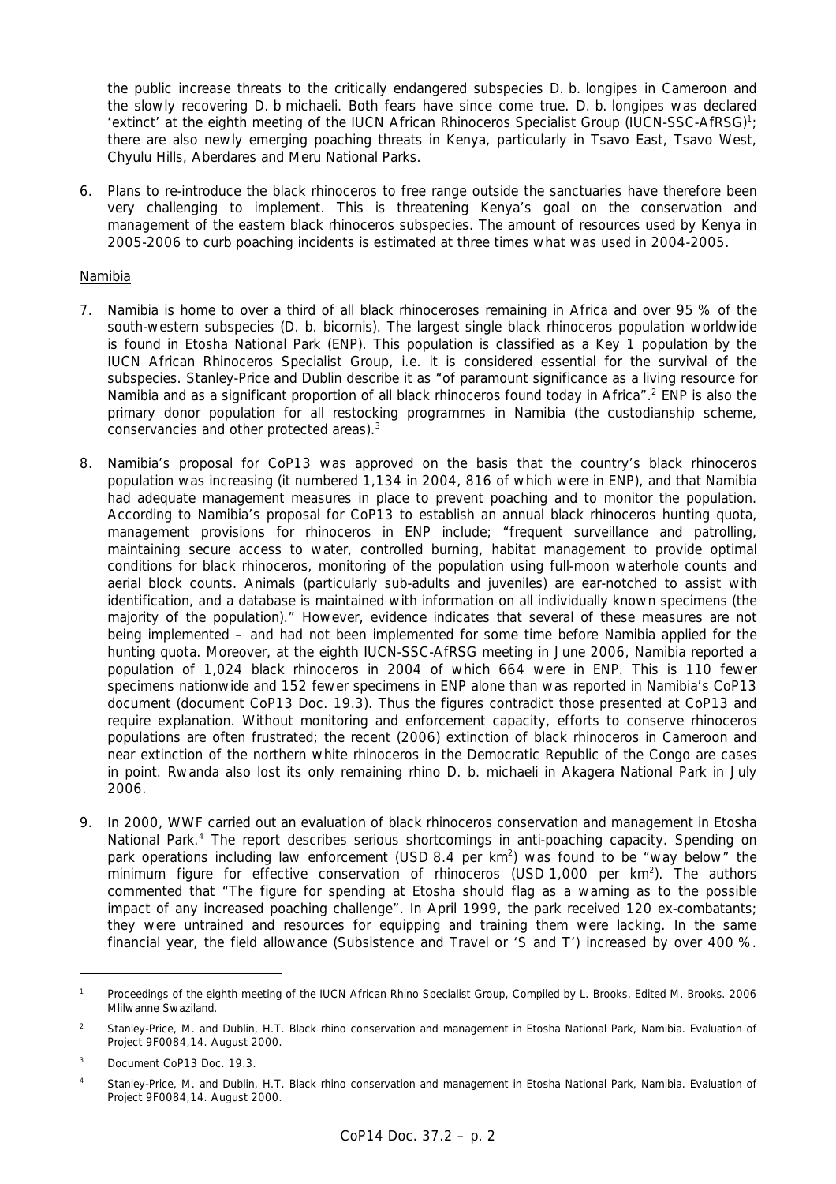the public increase threats to the critically endangered subspecies *D. b. longipes* in Cameroon and the slowly recovering *D. b michaeli*. Both fears have since come true. *D. b. longipes* was declared 'extinct' at the eighth meeting of the IUCN African Rhinoceros Specialist Group (IUCN-SSC-AfRSG)[1]; there are also newly emerging poaching threats in Kenya, particularly in Tsavo East, Tsavo West, Chyulu Hills, Aberdares and Meru National Parks.

6. Plans to re-introduce the black rhinoceros to free range outside the sanctuaries have therefore been very challenging to implement. This is threatening Kenya's goal on the conservation and management of the eastern black rhinoceros subspecies. The amount of resources used by Kenya in 2005-2006 to curb poaching incidents is estimated at three times what was used in 2004-2005.

Namibia

7. Namibia is home to over a third of all black rhinoceroses remaining in Africa and over 95 % of the south-western subspecies (*D. b. bicornis*). The largest single black rhinoceros population worldwide is found in Etosha National Park (ENP). This population is classified as a Key 1 population by the IUCN African Rhinoceros Specialist Group, i.e. it is considered essential for the survival of the subspecies. Stanley-Price and Dublin describe it as "of paramount significance as a living resource for Namibia and as a significant proportion of all black rhinoceros found today in Africa".[2] ENP is also the primary donor population for all restocking programmes in Namibia (the custodianship scheme, conservancies and other protected areas).[3]

8. Namibia's proposal for CoP13 was approved on the basis that the country's black rhinoceros population was increasing (it numbered 1,134 in 2004, 816 of which were in ENP), and that Namibia had adequate management measures in place to prevent poaching and to monitor the population. According to Namibia's proposal for CoP13 to establish an annual black rhinoceros hunting quota, management provisions for rhinoceros in ENP include; "frequent surveillance and patrolling, maintaining secure access to water, controlled burning, habitat management to provide optimal conditions for black rhinoceros, monitoring of the population using full-moon waterhole counts and aerial block counts. Animals (particularly sub-adults and juveniles) are ear-notched to assist with identification, and a database is maintained with information on all individually known specimens (the majority of the population)." However, evidence indicates that several of these measures are not being implemented – and had not been implemented for some time before Namibia applied for the hunting quota. Moreover, at the eighth IUCN-SSC-AfRSG meeting in June 2006, Namibia reported a population of 1,024 black rhinoceros in 2004 of which 664 were in ENP. This is 110 fewer specimens nationwide and 152 fewer specimens in ENP alone than was reported in Namibia's CoP13 document (document CoP13 Doc. 19.3). Thus the figures contradict those presented at CoP13 and require explanation. Without monitoring and enforcement capacity, efforts to conserve rhinoceros populations are often frustrated; the recent (2006) extinction of black rhinoceros in Cameroon and near extinction of the northern white rhinoceros in the Democratic Republic of the Congo are cases in point. Rwanda also lost its only remaining rhino *D. b. michaeli* in Akagera National Park in July 2006.

9. In 2000, WWF carried out an evaluation of black rhinoceros conservation and management in Etosha National Park.[4] The report describes serious shortcomings in anti-poaching capacity. Spending on park operations including law enforcement (USD 8.4 per km$^2$) was found to be "way below" the minimum figure for effective conservation of rhinoceros (USD 1,000 per km$^2$). The authors commented that "The figure for spending at Etosha should flag as a warning as to the possible impact of any increased poaching challenge". In April 1999, the park received 120 ex-combatants; they were untrained and resources for equipping and training them were lacking. In the same financial year, the field allowance (Subsistence and Travel or 'S and T') increased by over 400 %.

---

[1] Proceedings of the eighth meeting of the IUCN African Rhino Specialist Group, Compiled by L. Brooks, Edited M. Brooks. 2006 Mlilwanne Swaziland.

[2] Stanley-Price, M. and Dublin, H.T. Black rhino conservation and management in Etosha National Park, Namibia. Evaluation of Project 9F0084,14. August 2000.

[3] Document CoP13 Doc. 19.3.

[4] Stanley-Price, M. and Dublin, H.T. Black rhino conservation and management in Etosha National Park, Namibia. Evaluation of Project 9F0084,14. August 2000.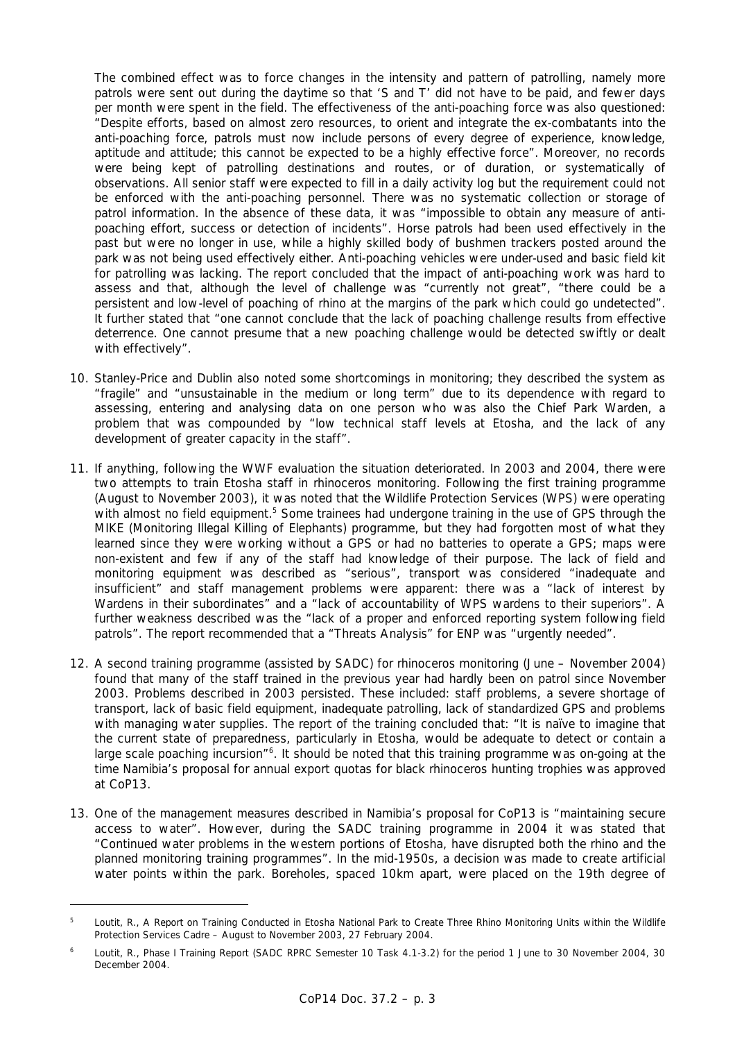The combined effect was to force changes in the intensity and pattern of patrolling, namely more patrols were sent out during the daytime so that 'S and T' did not have to be paid, and fewer days per month were spent in the field. The effectiveness of the anti-poaching force was also questioned: "Despite efforts, based on almost zero resources, to orient and integrate the ex-combatants into the anti-poaching force, patrols must now include persons of every degree of experience, knowledge, aptitude and attitude; this cannot be expected to be a highly effective force". Moreover, no records were being kept of patrolling destinations and routes, or of duration, or systematically of observations. All senior staff were expected to fill in a daily activity log but the requirement could not be enforced with the anti-poaching personnel. There was no systematic collection or storage of patrol information. In the absence of these data, it was "impossible to obtain any measure of anti-poaching effort, success or detection of incidents". Horse patrols had been used effectively in the past but were no longer in use, while a highly skilled body of bushmen trackers posted around the park was not being used effectively either. Anti-poaching vehicles were under-used and basic field kit for patrolling was lacking. The report concluded that the impact of anti-poaching work was hard to assess and that, although the level of challenge was "currently not great", "there could be a persistent and low-level of poaching of rhino at the margins of the park which could go undetected". It further stated that "one cannot conclude that the lack of poaching challenge results from effective deterrence. One cannot presume that a new poaching challenge would be detected swiftly or dealt with effectively".

10. Stanley-Price and Dublin also noted some shortcomings in monitoring; they described the system as "fragile" and "unsustainable in the medium or long term" due to its dependence with regard to assessing, entering and analysing data on one person who was also the Chief Park Warden, a problem that was compounded by "low technical staff levels at Etosha, and the lack of any development of greater capacity in the staff".

11. If anything, following the WWF evaluation the situation deteriorated. In 2003 and 2004, there were two attempts to train Etosha staff in rhinoceros monitoring. Following the first training programme (August to November 2003), it was noted that the Wildlife Protection Services (WPS) were operating with almost no field equipment.[5] Some trainees had undergone training in the use of GPS through the MIKE (Monitoring Illegal Killing of Elephants) programme, but they had forgotten most of what they learned since they were working without a GPS or had no batteries to operate a GPS; maps were non-existent and few if any of the staff had knowledge of their purpose. The lack of field and monitoring equipment was described as "serious", transport was considered "inadequate and insufficient" and staff management problems were apparent: there was a "lack of interest by Wardens in their subordinates" and a "lack of accountability of WPS wardens to their superiors". A further weakness described was the "lack of a proper and enforced reporting system following field patrols". The report recommended that a "Threats Analysis" for ENP was "urgently needed".

12. A second training programme (assisted by SADC) for rhinoceros monitoring (June – November 2004) found that many of the staff trained in the previous year had hardly been on patrol since November 2003. Problems described in 2003 persisted. These included: staff problems, a severe shortage of transport, lack of basic field equipment, inadequate patrolling, lack of standardized GPS and problems with managing water supplies. The report of the training concluded that: "It is naïve to imagine that the current state of preparedness, particularly in Etosha, would be adequate to detect or contain a large scale poaching incursion"[6]. It should be noted that this training programme was on-going at the time Namibia's proposal for annual export quotas for black rhinoceros hunting trophies was approved at CoP13.

13. One of the management measures described in Namibia's proposal for CoP13 is "maintaining secure access to water". However, during the SADC training programme in 2004 it was stated that "Continued water problems in the western portions of Etosha, have disrupted both the rhino and the planned monitoring training programmes". In the mid-1950s, a decision was made to create artificial water points within the park. Boreholes, spaced 10km apart, were placed on the 19th degree of

---

[5] Loutit, R., A Report on Training Conducted in Etosha National Park to Create Three Rhino Monitoring Units within the Wildlife Protection Services Cadre – August to November 2003, 27 February 2004.

[6] Loutit, R., Phase I Training Report (SADC RPRC Semester 10 Task 4.1-3.2) for the period 1 June to 30 November 2004, 30 December 2004.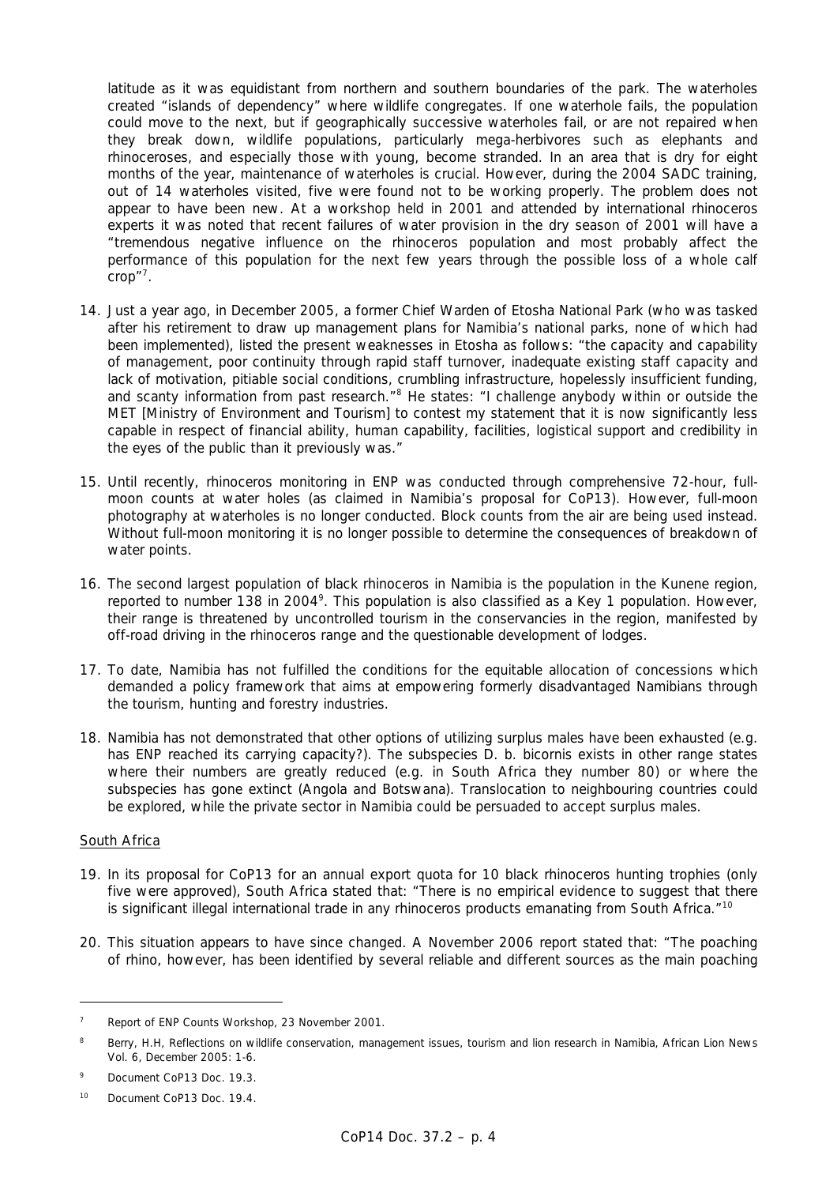latitude as it was equidistant from northern and southern boundaries of the park. The waterholes created "islands of dependency" where wildlife congregates. If one waterhole fails, the population could move to the next, but if geographically successive waterholes fail, or are not repaired when they break down, wildlife populations, particularly mega-herbivores such as elephants and rhinoceroses, and especially those with young, become stranded. In an area that is dry for eight months of the year, maintenance of waterholes is crucial. However, during the 2004 SADC training, out of 14 waterholes visited, five were found not to be working properly. The problem does not appear to have been new. At a workshop held in 2001 and attended by international rhinoceros experts it was noted that recent failures of water provision in the dry season of 2001 will have a "tremendous negative influence on the rhinoceros population and most probably affect the performance of this population for the next few years through the possible loss of a whole calf crop"[7].

14. Just a year ago, in December 2005, a former Chief Warden of Etosha National Park (who was tasked after his retirement to draw up management plans for Namibia's national parks, none of which had been implemented), listed the present weaknesses in Etosha as follows: "the capacity and capability of management, poor continuity through rapid staff turnover, inadequate existing staff capacity and lack of motivation, pitiable social conditions, crumbling infrastructure, hopelessly insufficient funding, and scanty information from past research."[8] He states: "I challenge anybody within or outside the MET [Ministry of Environment and Tourism] to contest my statement that it is now significantly less capable in respect of financial ability, human capability, facilities, logistical support and credibility in the eyes of the public than it previously was."

15. Until recently, rhinoceros monitoring in ENP was conducted through comprehensive 72-hour, full-moon counts at water holes (as claimed in Namibia's proposal for CoP13). However, full-moon photography at waterholes is no longer conducted. Block counts from the air are being used instead. Without full-moon monitoring it is no longer possible to determine the consequences of breakdown of water points.

16. The second largest population of black rhinoceros in Namibia is the population in the Kunene region, reported to number 138 in 2004[9]. This population is also classified as a Key 1 population. However, their range is threatened by uncontrolled tourism in the conservancies in the region, manifested by off-road driving in the rhinoceros range and the questionable development of lodges.

17. To date, Namibia has not fulfilled the conditions for the equitable allocation of concessions which demanded a policy framework that aims at empowering formerly disadvantaged Namibians through the tourism, hunting and forestry industries.

18. Namibia has not demonstrated that other options of utilizing surplus males have been exhausted (e.g. has ENP reached its carrying capacity?). The subspecies *D. b. bicornis* exists in other range states where their numbers are greatly reduced (e.g. in South Africa they number 80) or where the subspecies has gone extinct (Angola and Botswana). Translocation to neighbouring countries could be explored, while the private sector in Namibia could be persuaded to accept surplus males.

South Africa

19. In its proposal for CoP13 for an annual export quota for 10 black rhinoceros hunting trophies (only five were approved), South Africa stated that: "There is no empirical evidence to suggest that there is significant illegal international trade in any rhinoceros products emanating from South Africa."[10]

20. This situation appears to have since changed. A November 2006 report stated that: "The poaching of rhino, however, has been identified by several reliable and different sources as the main poaching

---

[7] Report of ENP Counts Workshop, 23 November 2001.

[8] Berry, H.H, Reflections on wildlife conservation, management issues, tourism and lion research in Namibia, *African Lion News* Vol. 6, December 2005: 1-6.

[9] Document CoP13 Doc. 19.3.

[10] Document CoP13 Doc. 19.4.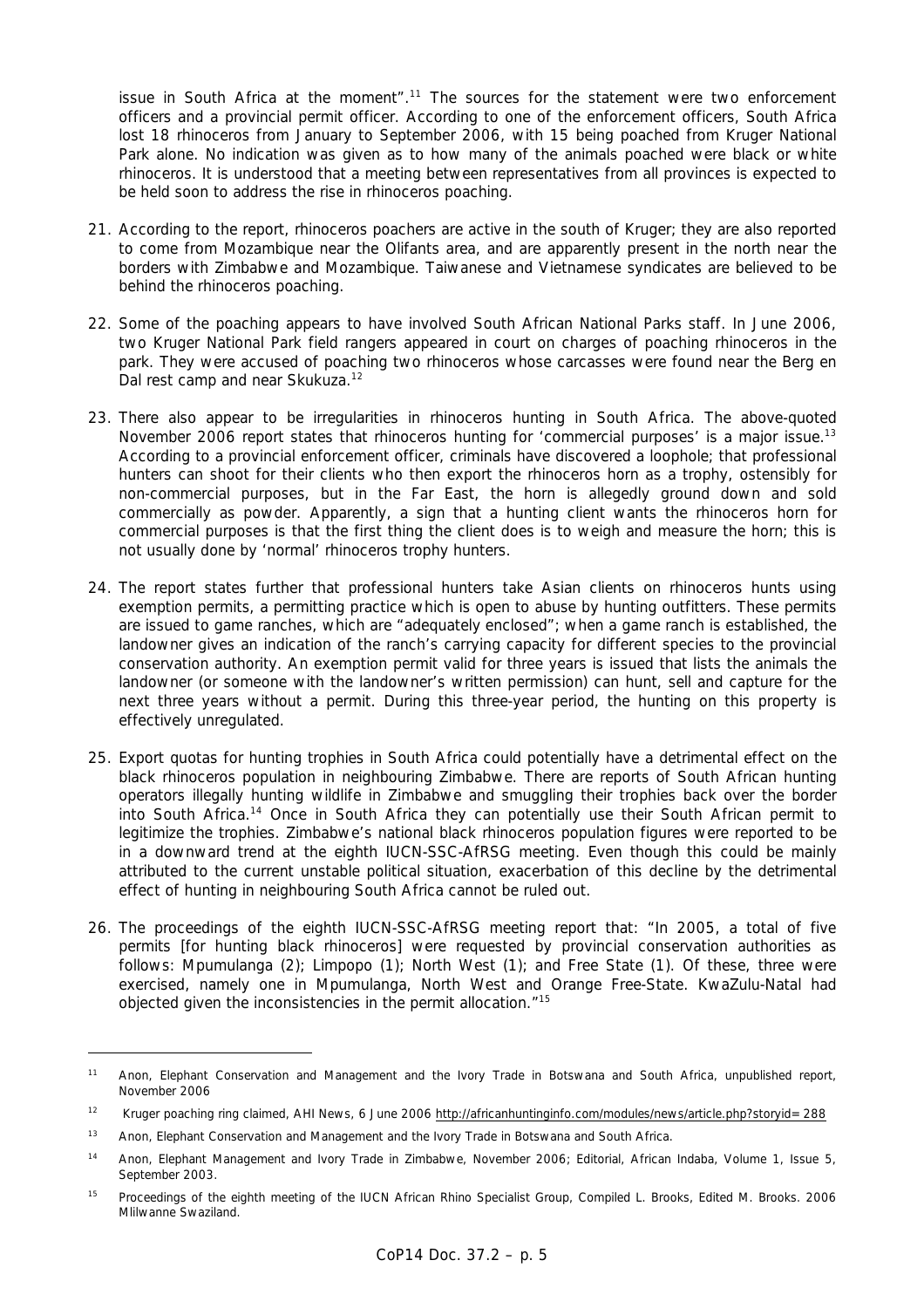issue in South Africa at the moment".[11] The sources for the statement were two enforcement officers and a provincial permit officer. According to one of the enforcement officers, South Africa lost 18 rhinoceros from January to September 2006, with 15 being poached from Kruger National Park alone. No indication was given as to how many of the animals poached were black or white rhinoceros. It is understood that a meeting between representatives from all provinces is expected to be held soon to address the rise in rhinoceros poaching.

21. According to the report, rhinoceros poachers are active in the south of Kruger; they are also reported to come from Mozambique near the Olifants area, and are apparently present in the north near the borders with Zimbabwe and Mozambique. Taiwanese and Vietnamese syndicates are believed to be behind the rhinoceros poaching.

22. Some of the poaching appears to have involved South African National Parks staff. In June 2006, two Kruger National Park field rangers appeared in court on charges of poaching rhinoceros in the park. They were accused of poaching two rhinoceros whose carcasses were found near the Berg en Dal rest camp and near Skukuza.[12]

23. There also appear to be irregularities in rhinoceros hunting in South Africa. The above-quoted November 2006 report states that rhinoceros hunting for 'commercial purposes' is a major issue.[13] According to a provincial enforcement officer, criminals have discovered a loophole; that professional hunters can shoot for their clients who then export the rhinoceros horn as a trophy, ostensibly for non-commercial purposes, but in the Far East, the horn is allegedly ground down and sold commercially as powder. Apparently, a sign that a hunting client wants the rhinoceros horn for commercial purposes is that the first thing the client does is to weigh and measure the horn; this is not usually done by 'normal' rhinoceros trophy hunters.

24. The report states further that professional hunters take Asian clients on rhinoceros hunts using exemption permits, a permitting practice which is open to abuse by hunting outfitters. These permits are issued to game ranches, which are "adequately enclosed"; when a game ranch is established, the landowner gives an indication of the ranch's carrying capacity for different species to the provincial conservation authority. An exemption permit valid for three years is issued that lists the animals the landowner (or someone with the landowner's written permission) can hunt, sell and capture for the next three years without a permit. During this three-year period, the hunting on this property is effectively unregulated.

25. Export quotas for hunting trophies in South Africa could potentially have a detrimental effect on the black rhinoceros population in neighbouring Zimbabwe. There are reports of South African hunting operators illegally hunting wildlife in Zimbabwe and smuggling their trophies back over the border into South Africa.[14] Once in South Africa they can potentially use their South African permit to legitimize the trophies. Zimbabwe's national black rhinoceros population figures were reported to be in a downward trend at the eighth IUCN-SSC-AfRSG meeting. Even though this could be mainly attributed to the current unstable political situation, exacerbation of this decline by the detrimental effect of hunting in neighbouring South Africa cannot be ruled out.

26. The proceedings of the eighth IUCN-SSC-AfRSG meeting report that: "In 2005, a total of five permits [for hunting black rhinoceros] were requested by provincial conservation authorities as follows: Mpumulanga (2); Limpopo (1); North West (1); and Free State (1). Of these, three were exercised, namely one in Mpumulanga, North West and Orange Free-State. KwaZulu-Natal had objected given the inconsistencies in the permit allocation."[15]

---

[11] Anon, Elephant Conservation and Management and the Ivory Trade in Botswana and South Africa, unpublished report, November 2006

[12] Kruger poaching ring claimed, AHI News, 6 June 2006 http://africanhuntinginfo.com/modules/news/article.php?storyid=288

[13] Anon, Elephant Conservation and Management and the Ivory Trade in Botswana and South Africa.

[14] Anon, Elephant Management and Ivory Trade in Zimbabwe, November 2006; Editorial, African Indaba, Volume 1, Issue 5, September 2003.

[15] Proceedings of the eighth meeting of the IUCN African Rhino Specialist Group, Compiled L. Brooks, Edited M. Brooks. 2006 Mlilwanne Swaziland.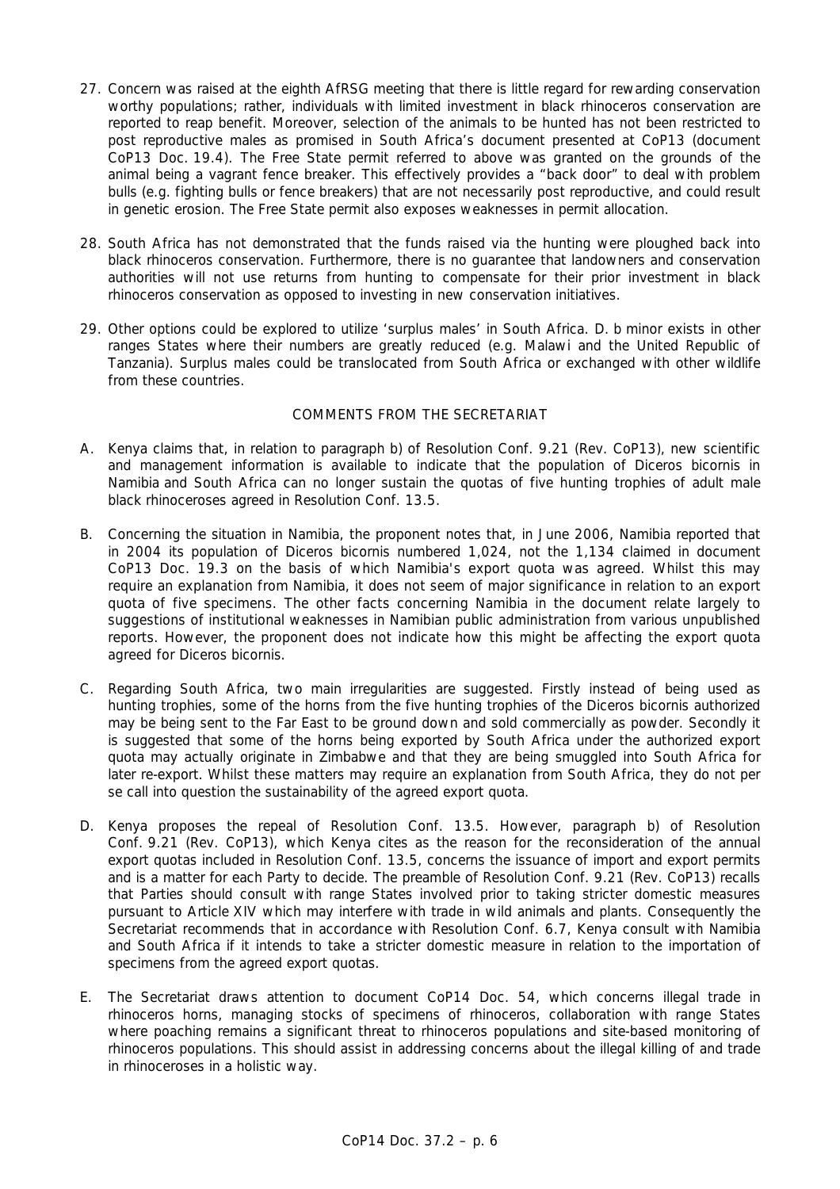27. Concern was raised at the eighth AfRSG meeting that there is little regard for rewarding conservation worthy populations; rather, individuals with limited investment in black rhinoceros conservation are reported to reap benefit. Moreover, selection of the animals to be hunted has not been restricted to post reproductive males as promised in South Africa's document presented at CoP13 (document CoP13 Doc. 19.4). The Free State permit referred to above was granted on the grounds of the animal being a vagrant fence breaker. This effectively provides a "back door" to deal with problem bulls (e.g. fighting bulls or fence breakers) that are not necessarily post reproductive, and could result in genetic erosion. The Free State permit also exposes weaknesses in permit allocation.

28. South Africa has not demonstrated that the funds raised via the hunting were ploughed back into black rhinoceros conservation. Furthermore, there is no guarantee that landowners and conservation authorities will not use returns from hunting to compensate for their prior investment in black rhinoceros conservation as opposed to investing in new conservation initiatives.

29. Other options could be explored to utilize 'surplus males' in South Africa. D. b minor exists in other ranges States where their numbers are greatly reduced (e.g. Malawi and the United Republic of Tanzania). Surplus males could be translocated from South Africa or exchanged with other wildlife from these countries.

## COMMENTS FROM THE SECRETARIAT

A. Kenya claims that, in relation to paragraph b) of Resolution Conf. 9.21 (Rev. CoP13), new scientific and management information is available to indicate that the population of *Diceros bicornis* in Namibia and South Africa can no longer sustain the quotas of five hunting trophies of adult male black rhinoceroses agreed in Resolution Conf. 13.5.

B. Concerning the situation in Namibia, the proponent notes that, in June 2006, Namibia reported that in 2004 its population of *Diceros bicornis* numbered 1,024, not the 1,134 claimed in document CoP13 Doc. 19.3 on the basis of which Namibia's export quota was agreed. Whilst this may require an explanation from Namibia, it does not seem of major significance in relation to an export quota of five specimens. The other facts concerning Namibia in the document relate largely to suggestions of institutional weaknesses in Namibian public administration from various unpublished reports. However, the proponent does not indicate how this might be affecting the export quota agreed for *Diceros bicornis*.

C. Regarding South Africa, two main irregularities are suggested. Firstly instead of being used as hunting trophies, some of the horns from the five hunting trophies of the *Diceros bicornis* authorized may be being sent to the Far East to be ground down and sold commercially as powder. Secondly it is suggested that some of the horns being exported by South Africa under the authorized export quota may actually originate in Zimbabwe and that they are being smuggled into South Africa for later re-export. Whilst these matters may require an explanation from South Africa, they do not *per se* call into question the sustainability of the agreed export quota.

D. Kenya proposes the repeal of Resolution Conf. 13.5. However, paragraph b) of Resolution Conf. 9.21 (Rev. CoP13), which Kenya cites as the reason for the reconsideration of the annual export quotas included in Resolution Conf. 13.5, concerns the issuance of import and export permits and is a matter for each Party to decide. The preamble of Resolution Conf. 9.21 (Rev. CoP13) recalls that Parties should consult with range States involved prior to taking stricter domestic measures pursuant to Article XIV which may interfere with trade in wild animals and plants. Consequently the Secretariat recommends that in accordance with Resolution Conf. 6.7, Kenya consult with Namibia and South Africa if it intends to take a stricter domestic measure in relation to the importation of specimens from the agreed export quotas.

E. The Secretariat draws attention to document CoP14 Doc. 54, which concerns illegal trade in rhinoceros horns, managing stocks of specimens of rhinoceros, collaboration with range States where poaching remains a significant threat to rhinoceros populations and site-based monitoring of rhinoceros populations. This should assist in addressing concerns about the illegal killing of and trade in rhinoceroses in a holistic way.